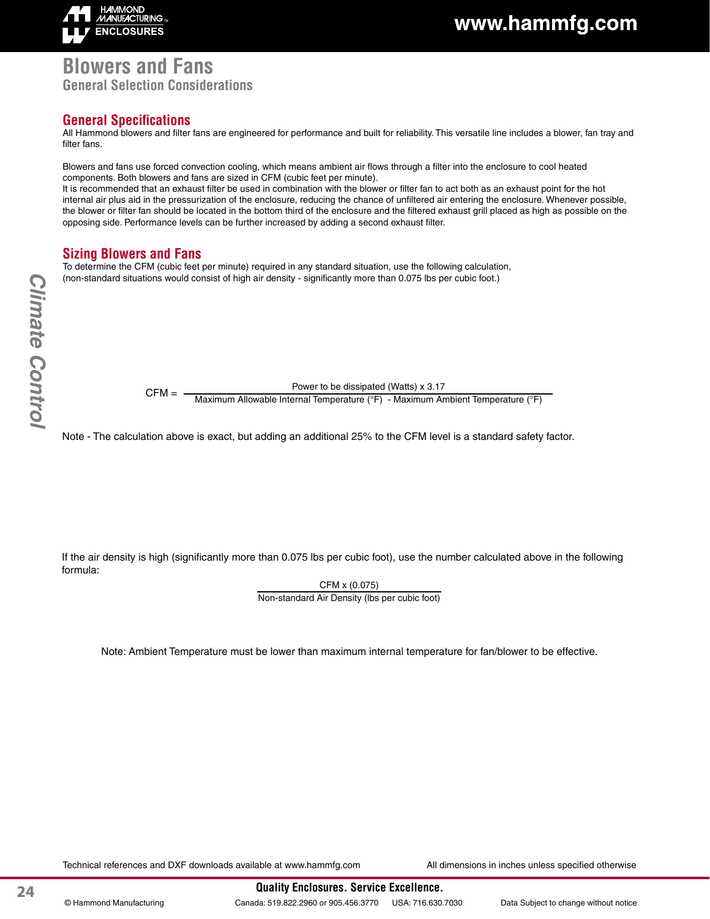# Blowers and Fans

## General Selection Considerations

### General Specifications

All Hammond blowers and filter fans are engineered for performance and built for reliability. This versatile line includes a blower, fan tray and filter fans.

Blowers and fans use forced convection cooling, which means ambient air flows through a filter into the enclosure to cool heated components. Both blowers and fans are sized in CFM (cubic feet per minute).
It is recommended that an exhaust filter be used in combination with the blower or filter fan to act both as an exhaust point for the hot internal air plus aid in the pressurization of the enclosure, reducing the chance of unfiltered air entering the enclosure. Whenever possible, the blower or filter fan should be located in the bottom third of the enclosure and the filtered exhaust grill placed as high as possible on the opposing side. Performance levels can be further increased by adding a second exhaust filter.

### Sizing Blowers and Fans

To determine the CFM (cubic feet per minute) required in any standard situation, use the following calculation, (non-standard situations would consist of high air density - significantly more than 0.075 lbs per cubic foot.)

$$\text{CFM} = \frac{\text{Power to be dissipated (Watts)} \times 3.17}{\text{Maximum Allowable Internal Temperature (°F)} - \text{Maximum Ambient Temperature (°F)}}$$

Note - The calculation above is exact, but adding an additional 25% to the CFM level is a standard safety factor.

If the air density is high (significantly more than 0.075 lbs per cubic foot), use the number calculated above in the following formula:

$$\frac{\text{CFM} \times (0.075)}{\text{Non-standard Air Density (lbs per cubic foot)}}$$

Note: Ambient Temperature must be lower than maximum internal temperature for fan/blower to be effective.

Technical references and DXF downloads available at www.hammfg.com

All dimensions in inches unless specified otherwise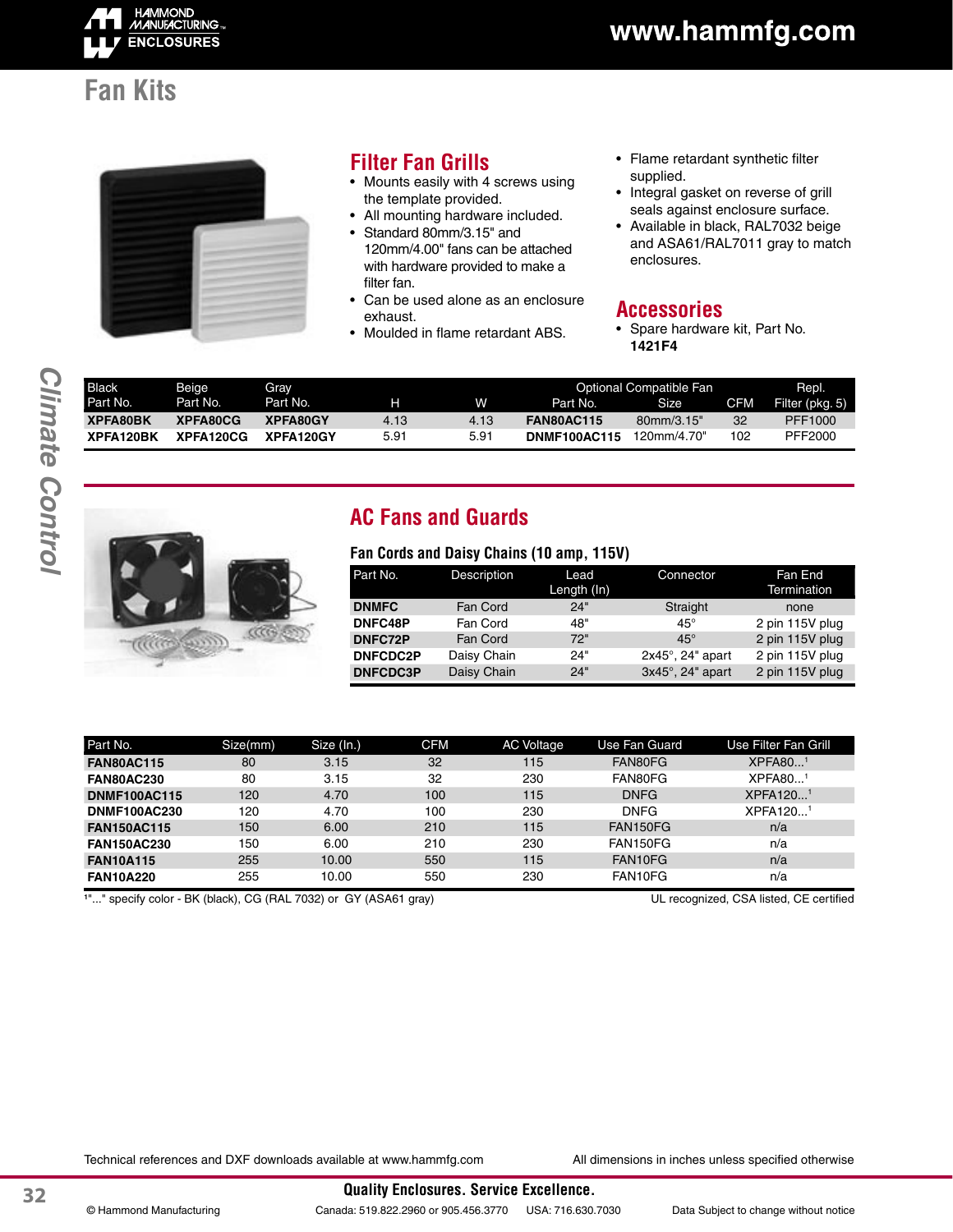# Fan Kits

## Filter Fan Grills

- Mounts easily with 4 screws using the template provided.
- All mounting hardware included.
- Standard 80mm/3.15" and 120mm/4.00" fans can be attached with hardware provided to make a filter fan.
- Can be used alone as an enclosure exhaust.
- Moulded in flame retardant ABS.
- Flame retardant synthetic filter supplied.
- Integral gasket on reverse of grill seals against enclosure surface.
- Available in black, RAL7032 beige and ASA61/RAL7011 gray to match enclosures.

## Accessories

- Spare hardware kit, Part No. **1421F4**

| Black Part No. | Beige Part No. | Gray Part No. | H | W | Optional Compatible Fan Part No. | Size | CFM | Repl. Filter (pkg. 5) |
|---|---|---|---|---|---|---|---|---|
| **XPFA80BK** | **XPFA80CG** | **XPFA80GY** | 4.13 | 4.13 | **FAN80AC115** | 80mm/3.15" | 32 | PFF1000 |
| **XPFA120BK** | **XPFA120CG** | **XPFA120GY** | 5.91 | 5.91 | **DNMF100AC115** | 120mm/4.70" | 102 | PFF2000 |

## AC Fans and Guards

### Fan Cords and Daisy Chains (10 amp, 115V)

| Part No. | Description | Lead Length (In) | Connector | Fan End Termination |
|---|---|---|---|---|
| **DNMFC** | Fan Cord | 24" | Straight | none |
| **DNFC48P** | Fan Cord | 48" | 45° | 2 pin 115V plug |
| **DNFC72P** | Fan Cord | 72" | 45° | 2 pin 115V plug |
| **DNFCDC2P** | Daisy Chain | 24" | 2x45°, 24" apart | 2 pin 115V plug |
| **DNFCDC3P** | Daisy Chain | 24" | 3x45°, 24" apart | 2 pin 115V plug |

| Part No. | Size(mm) | Size (In.) | CFM | AC Voltage | Use Fan Guard | Use Filter Fan Grill |
|---|---|---|---|---|---|---|
| **FAN80AC115** | 80 | 3.15 | 32 | 115 | FAN80FG | XPFA80...[1] |
| **FAN80AC230** | 80 | 3.15 | 32 | 230 | FAN80FG | XPFA80...[1] |
| **DNMF100AC115** | 120 | 4.70 | 100 | 115 | DNFG | XPFA120...[1] |
| **DNMF100AC230** | 120 | 4.70 | 100 | 230 | DNFG | XPFA120...[1] |
| **FAN150AC115** | 150 | 6.00 | 210 | 115 | FAN150FG | n/a |
| **FAN150AC230** | 150 | 6.00 | 210 | 230 | FAN150FG | n/a |
| **FAN10A115** | 255 | 10.00 | 550 | 115 | FAN10FG | n/a |
| **FAN10A220** | 255 | 10.00 | 550 | 230 | FAN10FG | n/a |

[1]"..." specify color - BK (black), CG (RAL 7032) or GY (ASA61 gray)

UL recognized, CSA listed, CE certified